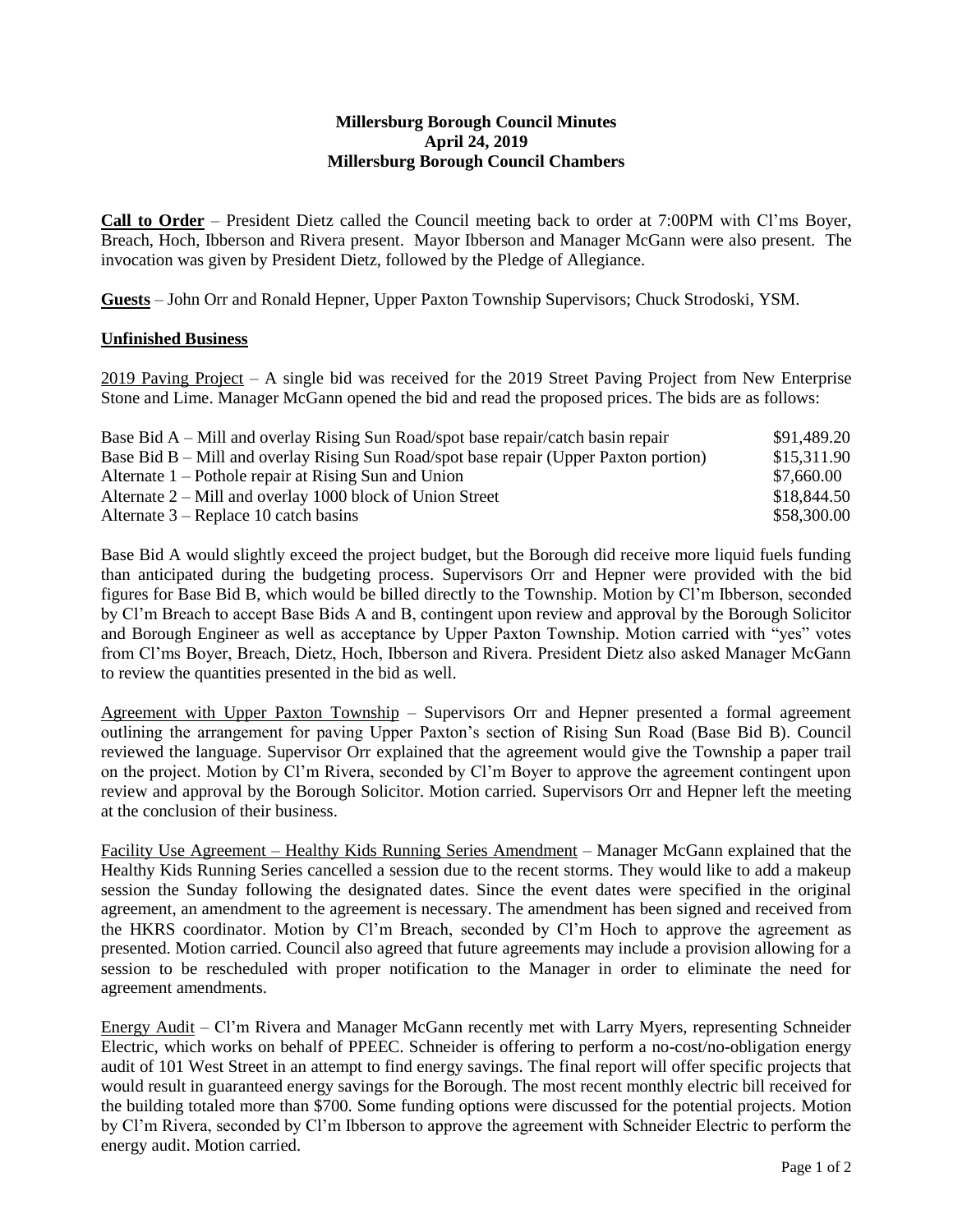**Millersburg Borough Council Minutes**
**April 24, 2019**
**Millersburg Borough Council Chambers**

**Call to Order** – President Dietz called the Council meeting back to order at 7:00PM with Cl'ms Boyer, Breach, Hoch, Ibberson and Rivera present. Mayor Ibberson and Manager McGann were also present. The invocation was given by President Dietz, followed by the Pledge of Allegiance.

**Guests** – John Orr and Ronald Hepner, Upper Paxton Township Supervisors; Chuck Strodoski, YSM.

**Unfinished Business**

2019 Paving Project – A single bid was received for the 2019 Street Paving Project from New Enterprise Stone and Lime. Manager McGann opened the bid and read the proposed prices. The bids are as follows:

| | |
|---|---|
| Base Bid A – Mill and overlay Rising Sun Road/spot base repair/catch basin repair | $91,489.20 |
| Base Bid B – Mill and overlay Rising Sun Road/spot base repair (Upper Paxton portion) | $15,311.90 |
| Alternate 1 – Pothole repair at Rising Sun and Union | $7,660.00 |
| Alternate 2 – Mill and overlay 1000 block of Union Street | $18,844.50 |
| Alternate 3 – Replace 10 catch basins | $58,300.00 |

Base Bid A would slightly exceed the project budget, but the Borough did receive more liquid fuels funding than anticipated during the budgeting process. Supervisors Orr and Hepner were provided with the bid figures for Base Bid B, which would be billed directly to the Township. Motion by Cl'm Ibberson, seconded by Cl'm Breach to accept Base Bids A and B, contingent upon review and approval by the Borough Solicitor and Borough Engineer as well as acceptance by Upper Paxton Township. Motion carried with "yes" votes from Cl'ms Boyer, Breach, Dietz, Hoch, Ibberson and Rivera. President Dietz also asked Manager McGann to review the quantities presented in the bid as well.

Agreement with Upper Paxton Township – Supervisors Orr and Hepner presented a formal agreement outlining the arrangement for paving Upper Paxton's section of Rising Sun Road (Base Bid B). Council reviewed the language. Supervisor Orr explained that the agreement would give the Township a paper trail on the project. Motion by Cl'm Rivera, seconded by Cl'm Boyer to approve the agreement contingent upon review and approval by the Borough Solicitor. Motion carried. Supervisors Orr and Hepner left the meeting at the conclusion of their business.

Facility Use Agreement – Healthy Kids Running Series Amendment – Manager McGann explained that the Healthy Kids Running Series cancelled a session due to the recent storms. They would like to add a makeup session the Sunday following the designated dates. Since the event dates were specified in the original agreement, an amendment to the agreement is necessary. The amendment has been signed and received from the HKRS coordinator. Motion by Cl'm Breach, seconded by Cl'm Hoch to approve the agreement as presented. Motion carried. Council also agreed that future agreements may include a provision allowing for a session to be rescheduled with proper notification to the Manager in order to eliminate the need for agreement amendments.

Energy Audit – Cl'm Rivera and Manager McGann recently met with Larry Myers, representing Schneider Electric, which works on behalf of PPEEC. Schneider is offering to perform a no-cost/no-obligation energy audit of 101 West Street in an attempt to find energy savings. The final report will offer specific projects that would result in guaranteed energy savings for the Borough. The most recent monthly electric bill received for the building totaled more than $700. Some funding options were discussed for the potential projects. Motion by Cl'm Rivera, seconded by Cl'm Ibberson to approve the agreement with Schneider Electric to perform the energy audit. Motion carried.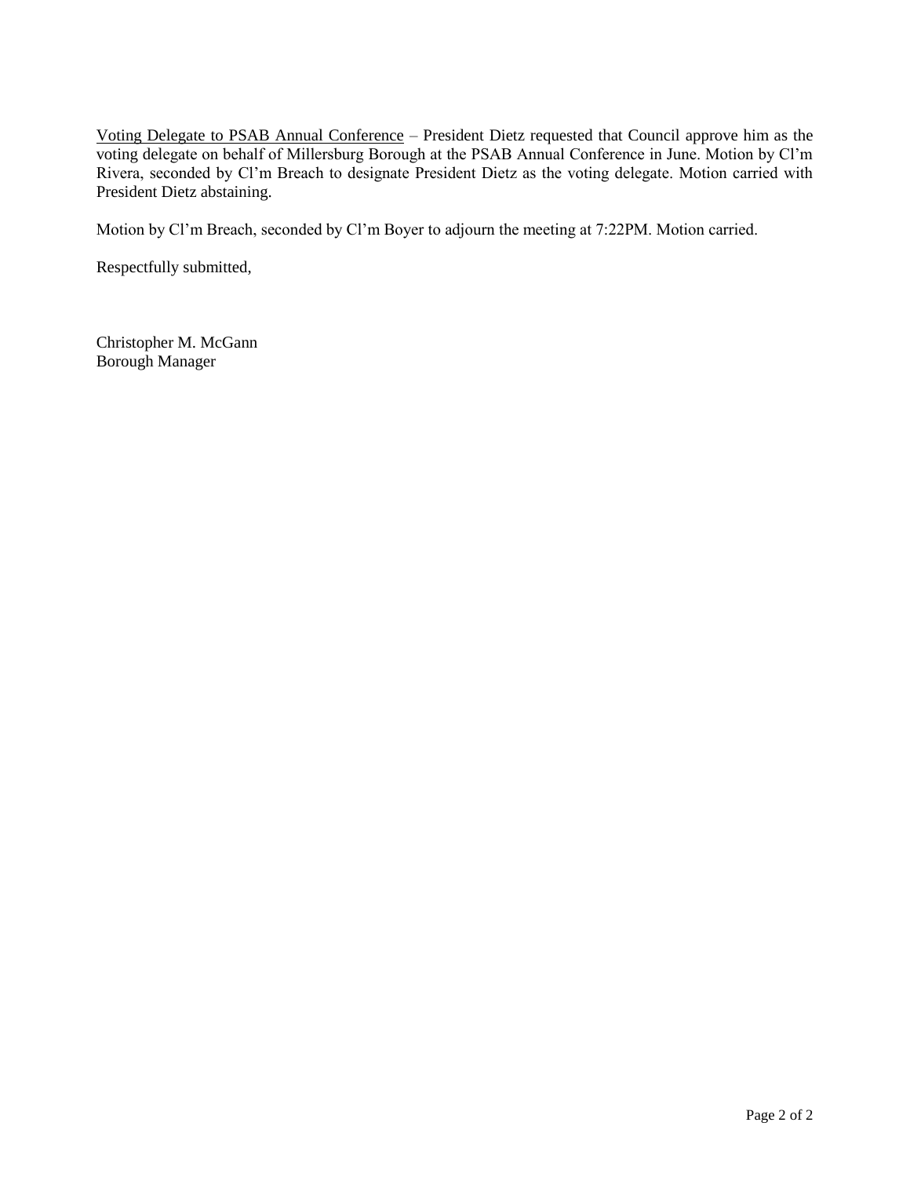<u>Voting Delegate to PSAB Annual Conference</u> – President Dietz requested that Council approve him as the voting delegate on behalf of Millersburg Borough at the PSAB Annual Conference in June. Motion by Cl'm Rivera, seconded by Cl'm Breach to designate President Dietz as the voting delegate. Motion carried with President Dietz abstaining.

Motion by Cl'm Breach, seconded by Cl'm Boyer to adjourn the meeting at 7:22PM. Motion carried.

Respectfully submitted,

Christopher M. McGann
Borough Manager